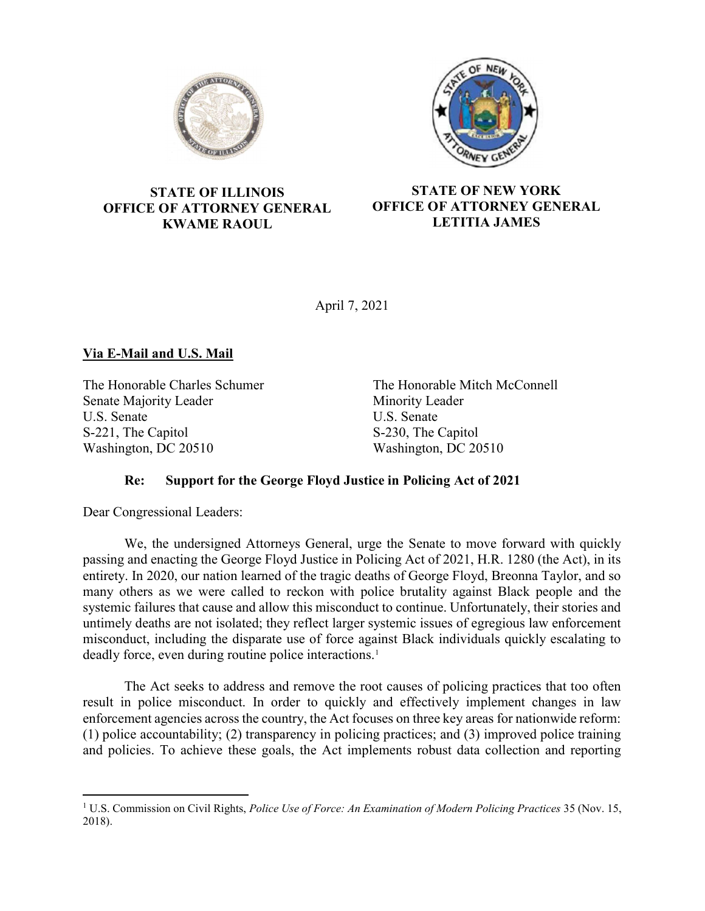**STATE OF ILLINOIS**
**OFFICE OF ATTORNEY GENERAL**
**KWAME RAOUL**

**STATE OF NEW YORK**
**OFFICE OF ATTORNEY GENERAL**
**LETITIA JAMES**

April 7, 2021

**Via E-Mail and U.S. Mail**

The Honorable Charles Schumer
Senate Majority Leader
U.S. Senate
S-221, The Capitol
Washington, DC 20510

The Honorable Mitch McConnell
Minority Leader
U.S. Senate
S-230, The Capitol
Washington, DC 20510

**Re: Support for the George Floyd Justice in Policing Act of 2021**

Dear Congressional Leaders:

We, the undersigned Attorneys General, urge the Senate to move forward with quickly passing and enacting the George Floyd Justice in Policing Act of 2021, H.R. 1280 (the Act), in its entirety. In 2020, our nation learned of the tragic deaths of George Floyd, Breonna Taylor, and so many others as we were called to reckon with police brutality against Black people and the systemic failures that cause and allow this misconduct to continue. Unfortunately, their stories and untimely deaths are not isolated; they reflect larger systemic issues of egregious law enforcement misconduct, including the disparate use of force against Black individuals quickly escalating to deadly force, even during routine police interactions.[1]

The Act seeks to address and remove the root causes of policing practices that too often result in police misconduct. In order to quickly and effectively implement changes in law enforcement agencies across the country, the Act focuses on three key areas for nationwide reform: (1) police accountability; (2) transparency in policing practices; and (3) improved police training and policies. To achieve these goals, the Act implements robust data collection and reporting

---

[1] U.S. Commission on Civil Rights, *Police Use of Force: An Examination of Modern Policing Practices* 35 (Nov. 15, 2018).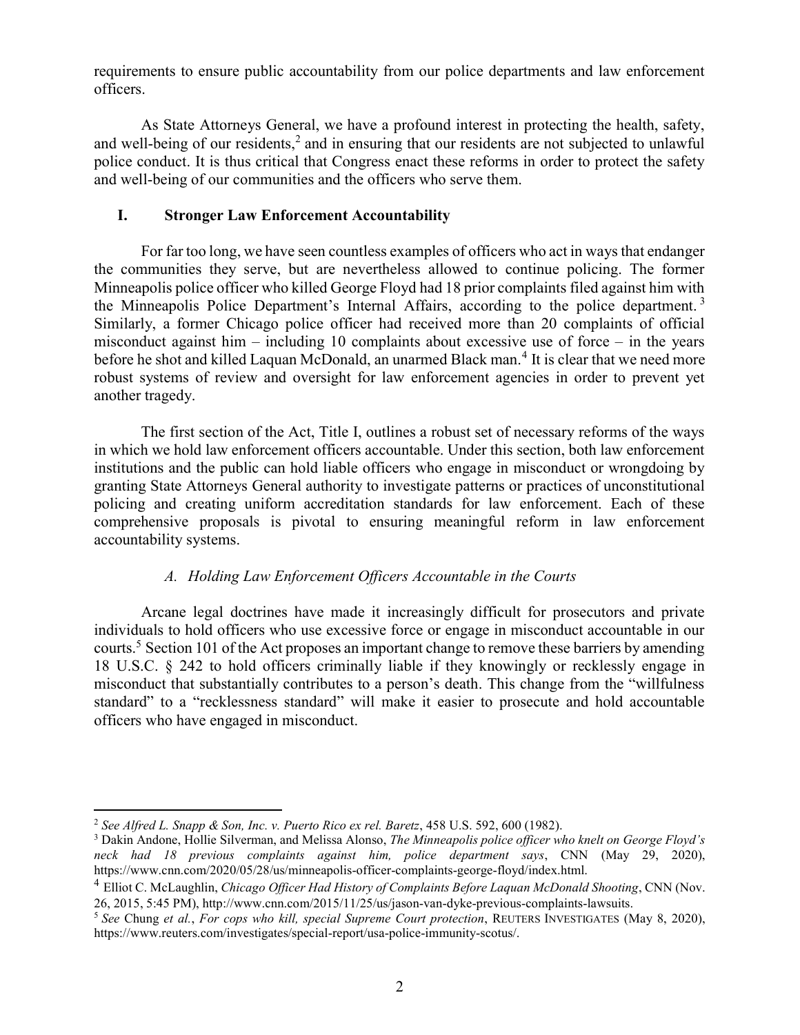requirements to ensure public accountability from our police departments and law enforcement officers.

As State Attorneys General, we have a profound interest in protecting the health, safety, and well-being of our residents,[2] and in ensuring that our residents are not subjected to unlawful police conduct. It is thus critical that Congress enact these reforms in order to protect the safety and well-being of our communities and the officers who serve them.

## I. Stronger Law Enforcement Accountability

For far too long, we have seen countless examples of officers who act in ways that endanger the communities they serve, but are nevertheless allowed to continue policing. The former Minneapolis police officer who killed George Floyd had 18 prior complaints filed against him with the Minneapolis Police Department's Internal Affairs, according to the police department.[3] Similarly, a former Chicago police officer had received more than 20 complaints of official misconduct against him – including 10 complaints about excessive use of force – in the years before he shot and killed Laquan McDonald, an unarmed Black man.[4] It is clear that we need more robust systems of review and oversight for law enforcement agencies in order to prevent yet another tragedy.

The first section of the Act, Title I, outlines a robust set of necessary reforms of the ways in which we hold law enforcement officers accountable. Under this section, both law enforcement institutions and the public can hold liable officers who engage in misconduct or wrongdoing by granting State Attorneys General authority to investigate patterns or practices of unconstitutional policing and creating uniform accreditation standards for law enforcement. Each of these comprehensive proposals is pivotal to ensuring meaningful reform in law enforcement accountability systems.

### *A. Holding Law Enforcement Officers Accountable in the Courts*

Arcane legal doctrines have made it increasingly difficult for prosecutors and private individuals to hold officers who use excessive force or engage in misconduct accountable in our courts.[5] Section 101 of the Act proposes an important change to remove these barriers by amending 18 U.S.C. § 242 to hold officers criminally liable if they knowingly or recklessly engage in misconduct that substantially contributes to a person's death. This change from the "willfulness standard" to a "recklessness standard" will make it easier to prosecute and hold accountable officers who have engaged in misconduct.

---

[2] *See Alfred L. Snapp & Son, Inc. v. Puerto Rico ex rel. Baretz*, 458 U.S. 592, 600 (1982).

[3] Dakin Andone, Hollie Silverman, and Melissa Alonso, *The Minneapolis police officer who knelt on George Floyd's neck had 18 previous complaints against him, police department says*, CNN (May 29, 2020), https://www.cnn.com/2020/05/28/us/minneapolis-officer-complaints-george-floyd/index.html.

[4] Elliot C. McLaughlin, *Chicago Officer Had History of Complaints Before Laquan McDonald Shooting*, CNN (Nov. 26, 2015, 5:45 PM), http://www.cnn.com/2015/11/25/us/jason-van-dyke-previous-complaints-lawsuits.

[5] *See* Chung *et al.*, *For cops who kill, special Supreme Court protection*, REUTERS INVESTIGATES (May 8, 2020), https://www.reuters.com/investigates/special-report/usa-police-immunity-scotus/.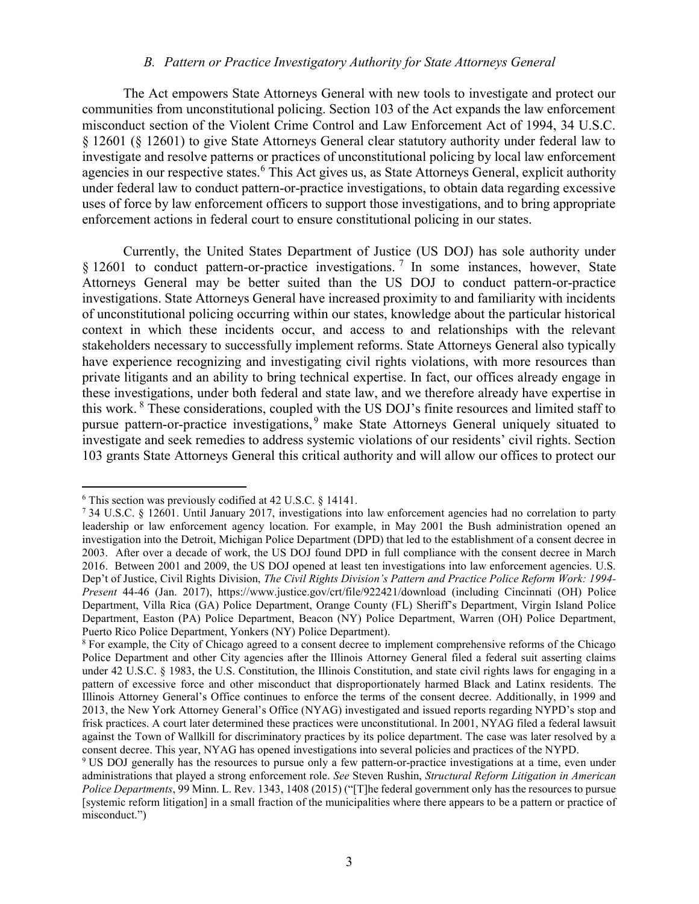### *B. Pattern or Practice Investigatory Authority for State Attorneys General*

The Act empowers State Attorneys General with new tools to investigate and protect our communities from unconstitutional policing. Section 103 of the Act expands the law enforcement misconduct section of the Violent Crime Control and Law Enforcement Act of 1994, 34 U.S.C. § 12601 (§ 12601) to give State Attorneys General clear statutory authority under federal law to investigate and resolve patterns or practices of unconstitutional policing by local law enforcement agencies in our respective states.[6] This Act gives us, as State Attorneys General, explicit authority under federal law to conduct pattern-or-practice investigations, to obtain data regarding excessive uses of force by law enforcement officers to support those investigations, and to bring appropriate enforcement actions in federal court to ensure constitutional policing in our states.

Currently, the United States Department of Justice (US DOJ) has sole authority under § 12601 to conduct pattern-or-practice investigations.[7] In some instances, however, State Attorneys General may be better suited than the US DOJ to conduct pattern-or-practice investigations. State Attorneys General have increased proximity to and familiarity with incidents of unconstitutional policing occurring within our states, knowledge about the particular historical context in which these incidents occur, and access to and relationships with the relevant stakeholders necessary to successfully implement reforms. State Attorneys General also typically have experience recognizing and investigating civil rights violations, with more resources than private litigants and an ability to bring technical expertise. In fact, our offices already engage in these investigations, under both federal and state law, and we therefore already have expertise in this work.[8] These considerations, coupled with the US DOJ's finite resources and limited staff to pursue pattern-or-practice investigations,[9] make State Attorneys General uniquely situated to investigate and seek remedies to address systemic violations of our residents' civil rights. Section 103 grants State Attorneys General this critical authority and will allow our offices to protect our

---

[6] This section was previously codified at 42 U.S.C. § 14141.

[7] 34 U.S.C. § 12601. Until January 2017, investigations into law enforcement agencies had no correlation to party leadership or law enforcement agency location. For example, in May 2001 the Bush administration opened an investigation into the Detroit, Michigan Police Department (DPD) that led to the establishment of a consent decree in 2003. After over a decade of work, the US DOJ found DPD in full compliance with the consent decree in March 2016. Between 2001 and 2009, the US DOJ opened at least ten investigations into law enforcement agencies. U.S. Dep't of Justice, Civil Rights Division, *The Civil Rights Division's Pattern and Practice Police Reform Work: 1994-Present* 44-46 (Jan. 2017), https://www.justice.gov/crt/file/922421/download (including Cincinnati (OH) Police Department, Villa Rica (GA) Police Department, Orange County (FL) Sheriff's Department, Virgin Island Police Department, Easton (PA) Police Department, Beacon (NY) Police Department, Warren (OH) Police Department, Puerto Rico Police Department, Yonkers (NY) Police Department).

[8] For example, the City of Chicago agreed to a consent decree to implement comprehensive reforms of the Chicago Police Department and other City agencies after the Illinois Attorney General filed a federal suit asserting claims under 42 U.S.C. § 1983, the U.S. Constitution, the Illinois Constitution, and state civil rights laws for engaging in a pattern of excessive force and other misconduct that disproportionately harmed Black and Latinx residents. The Illinois Attorney General's Office continues to enforce the terms of the consent decree. Additionally, in 1999 and 2013, the New York Attorney General's Office (NYAG) investigated and issued reports regarding NYPD's stop and frisk practices. A court later determined these practices were unconstitutional. In 2001, NYAG filed a federal lawsuit against the Town of Wallkill for discriminatory practices by its police department. The case was later resolved by a consent decree. This year, NYAG has opened investigations into several policies and practices of the NYPD.

[9] US DOJ generally has the resources to pursue only a few pattern-or-practice investigations at a time, even under administrations that played a strong enforcement role. *See* Steven Rushin, *Structural Reform Litigation in American Police Departments*, 99 Minn. L. Rev. 1343, 1408 (2015) ("[T]he federal government only has the resources to pursue [systemic reform litigation] in a small fraction of the municipalities where there appears to be a pattern or practice of misconduct.")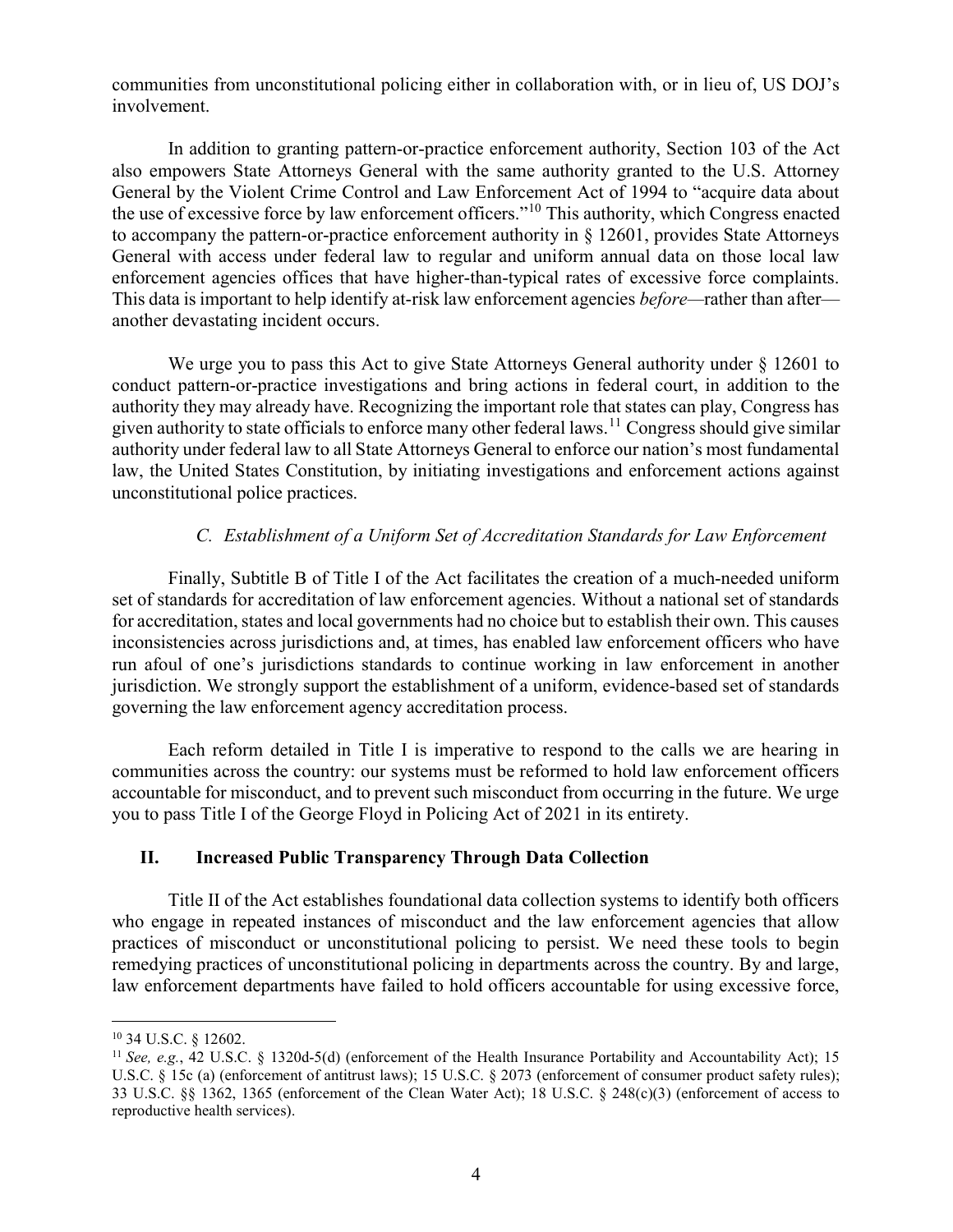communities from unconstitutional policing either in collaboration with, or in lieu of, US DOJ's involvement.

In addition to granting pattern-or-practice enforcement authority, Section 103 of the Act also empowers State Attorneys General with the same authority granted to the U.S. Attorney General by the Violent Crime Control and Law Enforcement Act of 1994 to "acquire data about the use of excessive force by law enforcement officers."[10] This authority, which Congress enacted to accompany the pattern-or-practice enforcement authority in § 12601, provides State Attorneys General with access under federal law to regular and uniform annual data on those local law enforcement agencies offices that have higher-than-typical rates of excessive force complaints. This data is important to help identify at-risk law enforcement agencies *before*—rather than after—another devastating incident occurs.

We urge you to pass this Act to give State Attorneys General authority under § 12601 to conduct pattern-or-practice investigations and bring actions in federal court, in addition to the authority they may already have. Recognizing the important role that states can play, Congress has given authority to state officials to enforce many other federal laws.[11] Congress should give similar authority under federal law to all State Attorneys General to enforce our nation's most fundamental law, the United States Constitution, by initiating investigations and enforcement actions against unconstitutional police practices.

### *C. Establishment of a Uniform Set of Accreditation Standards for Law Enforcement*

Finally, Subtitle B of Title I of the Act facilitates the creation of a much-needed uniform set of standards for accreditation of law enforcement agencies. Without a national set of standards for accreditation, states and local governments had no choice but to establish their own. This causes inconsistencies across jurisdictions and, at times, has enabled law enforcement officers who have run afoul of one's jurisdictions standards to continue working in law enforcement in another jurisdiction. We strongly support the establishment of a uniform, evidence-based set of standards governing the law enforcement agency accreditation process.

Each reform detailed in Title I is imperative to respond to the calls we are hearing in communities across the country: our systems must be reformed to hold law enforcement officers accountable for misconduct, and to prevent such misconduct from occurring in the future. We urge you to pass Title I of the George Floyd in Policing Act of 2021 in its entirety.

## II. Increased Public Transparency Through Data Collection

Title II of the Act establishes foundational data collection systems to identify both officers who engage in repeated instances of misconduct and the law enforcement agencies that allow practices of misconduct or unconstitutional policing to persist. We need these tools to begin remedying practices of unconstitutional policing in departments across the country. By and large, law enforcement departments have failed to hold officers accountable for using excessive force,

---

[10] 34 U.S.C. § 12602.

[11] *See, e.g.*, 42 U.S.C. § 1320d-5(d) (enforcement of the Health Insurance Portability and Accountability Act); 15 U.S.C. § 15c (a) (enforcement of antitrust laws); 15 U.S.C. § 2073 (enforcement of consumer product safety rules); 33 U.S.C. §§ 1362, 1365 (enforcement of the Clean Water Act); 18 U.S.C. § 248(c)(3) (enforcement of access to reproductive health services).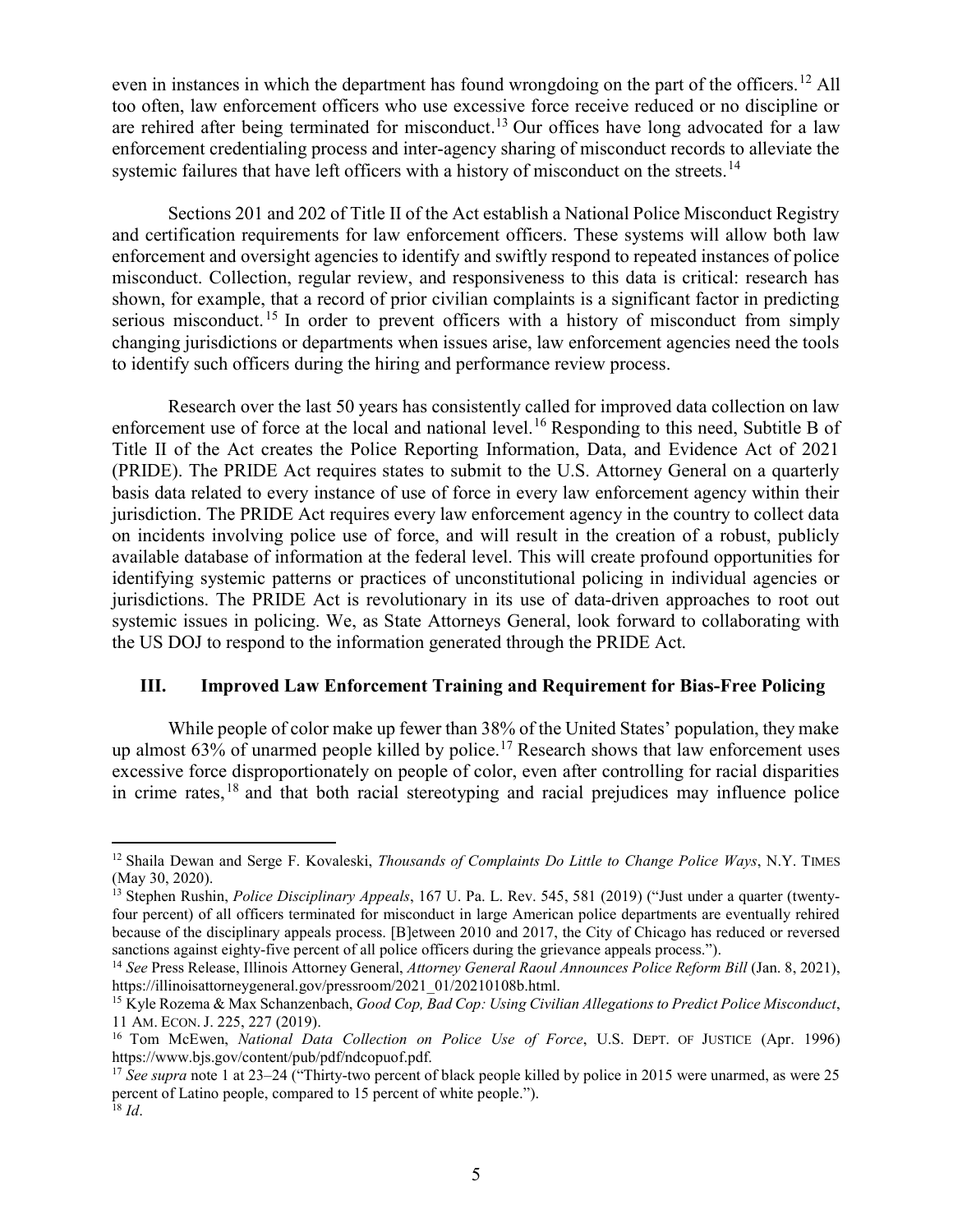even in instances in which the department has found wrongdoing on the part of the officers.[12] All too often, law enforcement officers who use excessive force receive reduced or no discipline or are rehired after being terminated for misconduct.[13] Our offices have long advocated for a law enforcement credentialing process and inter-agency sharing of misconduct records to alleviate the systemic failures that have left officers with a history of misconduct on the streets.[14]

Sections 201 and 202 of Title II of the Act establish a National Police Misconduct Registry and certification requirements for law enforcement officers. These systems will allow both law enforcement and oversight agencies to identify and swiftly respond to repeated instances of police misconduct. Collection, regular review, and responsiveness to this data is critical: research has shown, for example, that a record of prior civilian complaints is a significant factor in predicting serious misconduct.[15] In order to prevent officers with a history of misconduct from simply changing jurisdictions or departments when issues arise, law enforcement agencies need the tools to identify such officers during the hiring and performance review process.

Research over the last 50 years has consistently called for improved data collection on law enforcement use of force at the local and national level.[16] Responding to this need, Subtitle B of Title II of the Act creates the Police Reporting Information, Data, and Evidence Act of 2021 (PRIDE). The PRIDE Act requires states to submit to the U.S. Attorney General on a quarterly basis data related to every instance of use of force in every law enforcement agency within their jurisdiction. The PRIDE Act requires every law enforcement agency in the country to collect data on incidents involving police use of force, and will result in the creation of a robust, publicly available database of information at the federal level. This will create profound opportunities for identifying systemic patterns or practices of unconstitutional policing in individual agencies or jurisdictions. The PRIDE Act is revolutionary in its use of data-driven approaches to root out systemic issues in policing. We, as State Attorneys General, look forward to collaborating with the US DOJ to respond to the information generated through the PRIDE Act.

## III. Improved Law Enforcement Training and Requirement for Bias-Free Policing

While people of color make up fewer than 38% of the United States' population, they make up almost 63% of unarmed people killed by police.[17] Research shows that law enforcement uses excessive force disproportionately on people of color, even after controlling for racial disparities in crime rates,[18] and that both racial stereotyping and racial prejudices may influence police

---

[12] Shaila Dewan and Serge F. Kovaleski, *Thousands of Complaints Do Little to Change Police Ways*, N.Y. TIMES (May 30, 2020).

[13] Stephen Rushin, *Police Disciplinary Appeals*, 167 U. Pa. L. Rev. 545, 581 (2019) ("Just under a quarter (twenty-four percent) of all officers terminated for misconduct in large American police departments are eventually rehired because of the disciplinary appeals process. [B]etween 2010 and 2017, the City of Chicago has reduced or reversed sanctions against eighty-five percent of all police officers during the grievance appeals process.").

[14] *See* Press Release, Illinois Attorney General, *Attorney General Raoul Announces Police Reform Bill* (Jan. 8, 2021), https://illinoisattorneygeneral.gov/pressroom/2021_01/20210108b.html.

[15] Kyle Rozema & Max Schanzenbach, *Good Cop, Bad Cop: Using Civilian Allegations to Predict Police Misconduct*, 11 AM. ECON. J. 225, 227 (2019).

[16] Tom McEwen, *National Data Collection on Police Use of Force*, U.S. DEPT. OF JUSTICE (Apr. 1996) https://www.bjs.gov/content/pub/pdf/ndcopuof.pdf.

[17] *See supra* note 1 at 23–24 ("Thirty-two percent of black people killed by police in 2015 were unarmed, as were 25 percent of Latino people, compared to 15 percent of white people.").

[18] *Id*.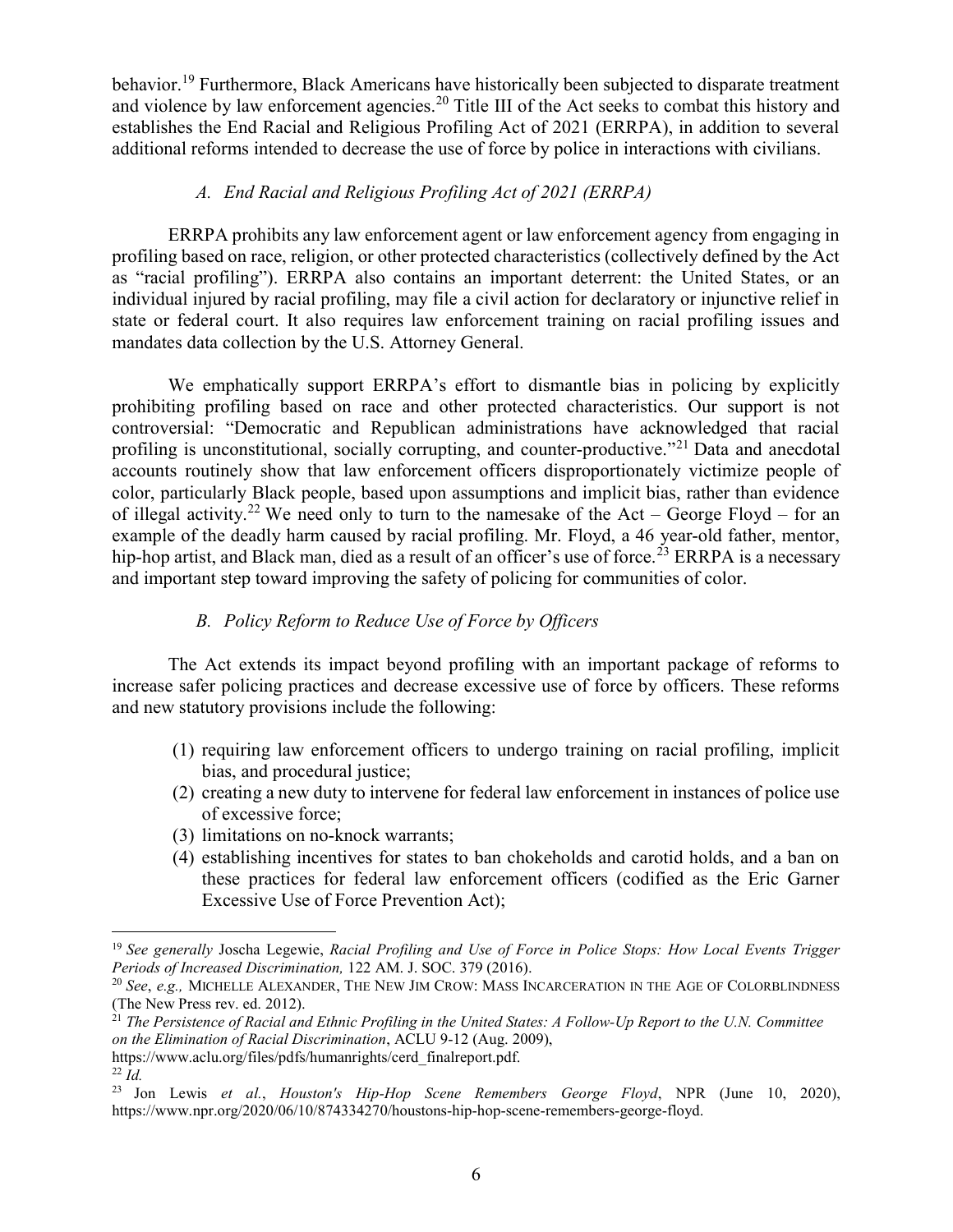behavior.[19] Furthermore, Black Americans have historically been subjected to disparate treatment and violence by law enforcement agencies.[20] Title III of the Act seeks to combat this history and establishes the End Racial and Religious Profiling Act of 2021 (ERRPA), in addition to several additional reforms intended to decrease the use of force by police in interactions with civilians.

### *A. End Racial and Religious Profiling Act of 2021 (ERRPA)*

ERRPA prohibits any law enforcement agent or law enforcement agency from engaging in profiling based on race, religion, or other protected characteristics (collectively defined by the Act as "racial profiling"). ERRPA also contains an important deterrent: the United States, or an individual injured by racial profiling, may file a civil action for declaratory or injunctive relief in state or federal court. It also requires law enforcement training on racial profiling issues and mandates data collection by the U.S. Attorney General.

We emphatically support ERRPA's effort to dismantle bias in policing by explicitly prohibiting profiling based on race and other protected characteristics. Our support is not controversial: "Democratic and Republican administrations have acknowledged that racial profiling is unconstitutional, socially corrupting, and counter-productive."[21] Data and anecdotal accounts routinely show that law enforcement officers disproportionately victimize people of color, particularly Black people, based upon assumptions and implicit bias, rather than evidence of illegal activity.[22] We need only to turn to the namesake of the Act – George Floyd – for an example of the deadly harm caused by racial profiling. Mr. Floyd, a 46 year-old father, mentor, hip-hop artist, and Black man, died as a result of an officer's use of force.[23] ERRPA is a necessary and important step toward improving the safety of policing for communities of color.

### *B. Policy Reform to Reduce Use of Force by Officers*

The Act extends its impact beyond profiling with an important package of reforms to increase safer policing practices and decrease excessive use of force by officers. These reforms and new statutory provisions include the following:

(1) requiring law enforcement officers to undergo training on racial profiling, implicit bias, and procedural justice;
(2) creating a new duty to intervene for federal law enforcement in instances of police use of excessive force;
(3) limitations on no-knock warrants;
(4) establishing incentives for states to ban chokeholds and carotid holds, and a ban on these practices for federal law enforcement officers (codified as the Eric Garner Excessive Use of Force Prevention Act);

---

[19] *See generally* Joscha Legewie, *Racial Profiling and Use of Force in Police Stops: How Local Events Trigger Periods of Increased Discrimination,* 122 AM. J. SOC. 379 (2016).

[20] *See*, *e.g.,* MICHELLE ALEXANDER, THE NEW JIM CROW: MASS INCARCERATION IN THE AGE OF COLORBLINDNESS (The New Press rev. ed. 2012).

[21] *The Persistence of Racial and Ethnic Profiling in the United States: A Follow-Up Report to the U.N. Committee on the Elimination of Racial Discrimination*, ACLU 9-12 (Aug. 2009), https://www.aclu.org/files/pdfs/humanrights/cerd_finalreport.pdf.

[22] *Id.*

[23] Jon Lewis *et al.*, *Houston's Hip-Hop Scene Remembers George Floyd*, NPR (June 10, 2020), https://www.npr.org/2020/06/10/874334270/houstons-hip-hop-scene-remembers-george-floyd.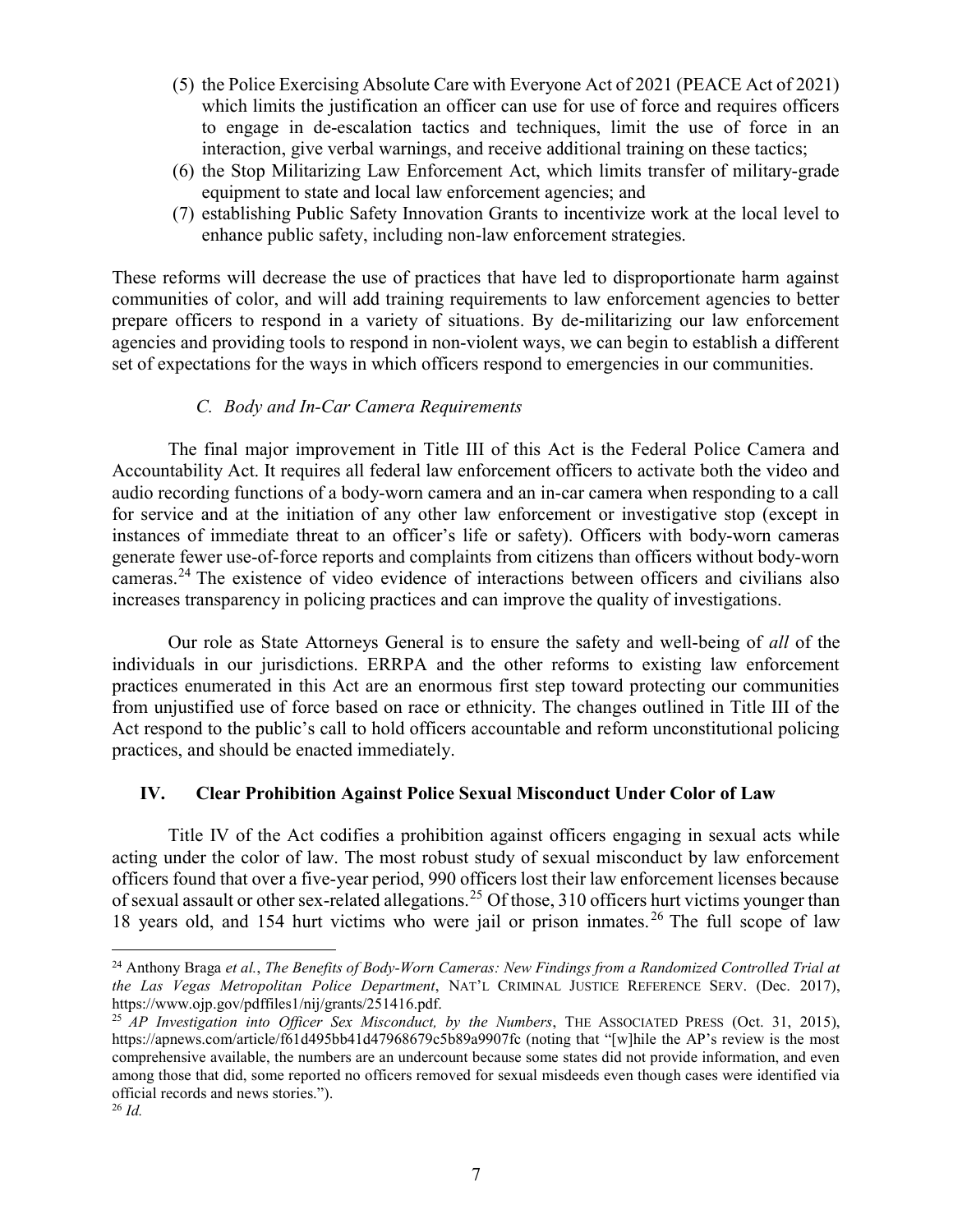(5) the Police Exercising Absolute Care with Everyone Act of 2021 (PEACE Act of 2021) which limits the justification an officer can use for use of force and requires officers to engage in de-escalation tactics and techniques, limit the use of force in an interaction, give verbal warnings, and receive additional training on these tactics;

(6) the Stop Militarizing Law Enforcement Act, which limits transfer of military-grade equipment to state and local law enforcement agencies; and

(7) establishing Public Safety Innovation Grants to incentivize work at the local level to enhance public safety, including non-law enforcement strategies.

These reforms will decrease the use of practices that have led to disproportionate harm against communities of color, and will add training requirements to law enforcement agencies to better prepare officers to respond in a variety of situations. By de-militarizing our law enforcement agencies and providing tools to respond in non-violent ways, we can begin to establish a different set of expectations for the ways in which officers respond to emergencies in our communities.

### *C. Body and In-Car Camera Requirements*

The final major improvement in Title III of this Act is the Federal Police Camera and Accountability Act. It requires all federal law enforcement officers to activate both the video and audio recording functions of a body-worn camera and an in-car camera when responding to a call for service and at the initiation of any other law enforcement or investigative stop (except in instances of immediate threat to an officer's life or safety). Officers with body-worn cameras generate fewer use-of-force reports and complaints from citizens than officers without body-worn cameras.[24] The existence of video evidence of interactions between officers and civilians also increases transparency in policing practices and can improve the quality of investigations.

Our role as State Attorneys General is to ensure the safety and well-being of *all* of the individuals in our jurisdictions. ERRPA and the other reforms to existing law enforcement practices enumerated in this Act are an enormous first step toward protecting our communities from unjustified use of force based on race or ethnicity. The changes outlined in Title III of the Act respond to the public's call to hold officers accountable and reform unconstitutional policing practices, and should be enacted immediately.

## IV. Clear Prohibition Against Police Sexual Misconduct Under Color of Law

Title IV of the Act codifies a prohibition against officers engaging in sexual acts while acting under the color of law. The most robust study of sexual misconduct by law enforcement officers found that over a five-year period, 990 officers lost their law enforcement licenses because of sexual assault or other sex-related allegations.[25] Of those, 310 officers hurt victims younger than 18 years old, and 154 hurt victims who were jail or prison inmates.[26] The full scope of law

---

[24] Anthony Braga *et al.*, *The Benefits of Body-Worn Cameras: New Findings from a Randomized Controlled Trial at the Las Vegas Metropolitan Police Department*, NAT'L CRIMINAL JUSTICE REFERENCE SERV. (Dec. 2017), https://www.ojp.gov/pdffiles1/nij/grants/251416.pdf.

[25] *AP Investigation into Officer Sex Misconduct, by the Numbers*, THE ASSOCIATED PRESS (Oct. 31, 2015), https://apnews.com/article/f61d495bb41d47968679c5b89a9907fc (noting that "[w]hile the AP's review is the most comprehensive available, the numbers are an undercount because some states did not provide information, and even among those that did, some reported no officers removed for sexual misdeeds even though cases were identified via official records and news stories.").

[26] *Id.*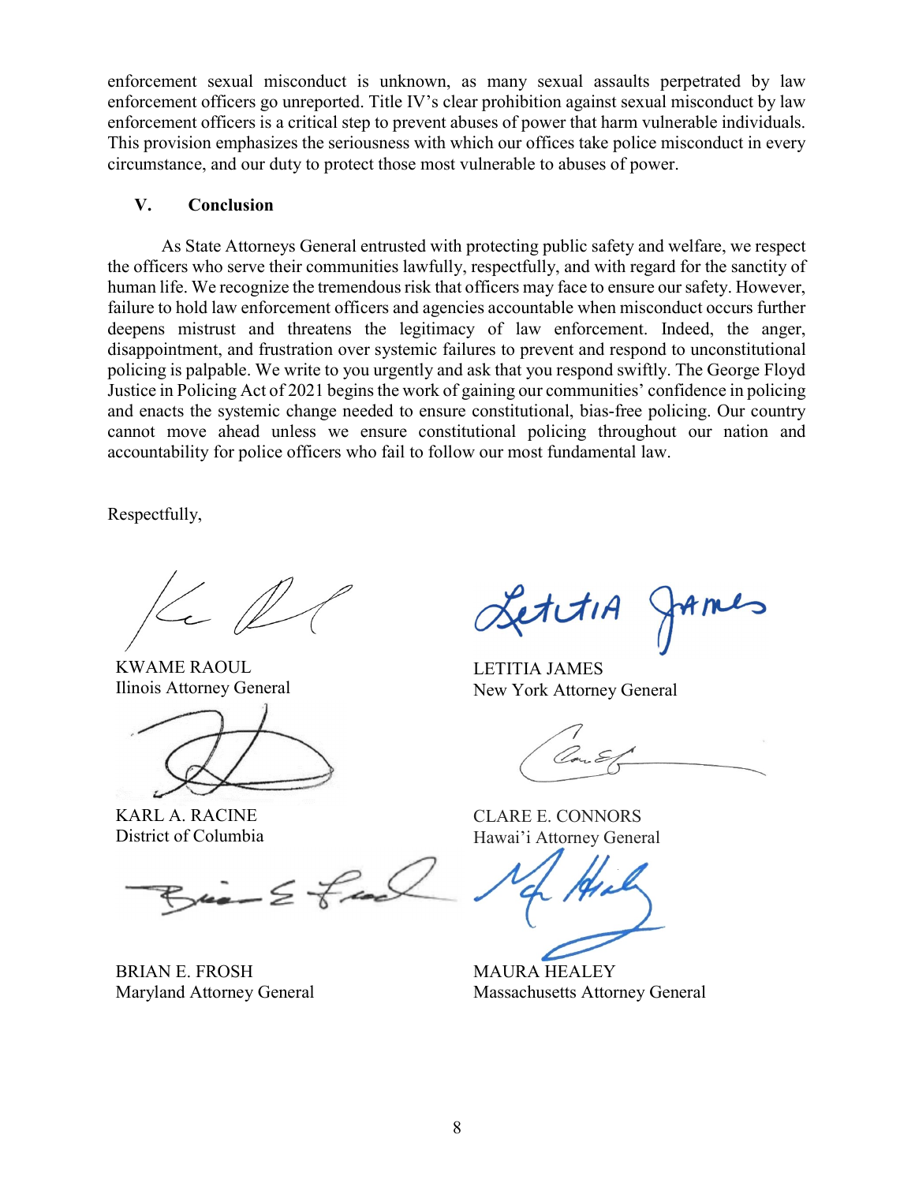enforcement sexual misconduct is unknown, as many sexual assaults perpetrated by law enforcement officers go unreported. Title IV's clear prohibition against sexual misconduct by law enforcement officers is a critical step to prevent abuses of power that harm vulnerable individuals. This provision emphasizes the seriousness with which our offices take police misconduct in every circumstance, and our duty to protect those most vulnerable to abuses of power.

## V. Conclusion

As State Attorneys General entrusted with protecting public safety and welfare, we respect the officers who serve their communities lawfully, respectfully, and with regard for the sanctity of human life. We recognize the tremendous risk that officers may face to ensure our safety. However, failure to hold law enforcement officers and agencies accountable when misconduct occurs further deepens mistrust and threatens the legitimacy of law enforcement. Indeed, the anger, disappointment, and frustration over systemic failures to prevent and respond to unconstitutional policing is palpable. We write to you urgently and ask that you respond swiftly. The George Floyd Justice in Policing Act of 2021 begins the work of gaining our communities' confidence in policing and enacts the systemic change needed to ensure constitutional, bias-free policing. Our country cannot move ahead unless we ensure constitutional policing throughout our nation and accountability for police officers who fail to follow our most fundamental law.

Respectfully,

KWAME RAOUL
Ilinois Attorney General

LETITIA JAMES
New York Attorney General

KARL A. RACINE
District of Columbia

CLARE E. CONNORS
Hawai'i Attorney General

BRIAN E. FROSH
Maryland Attorney General

MAURA HEALEY
Massachusetts Attorney General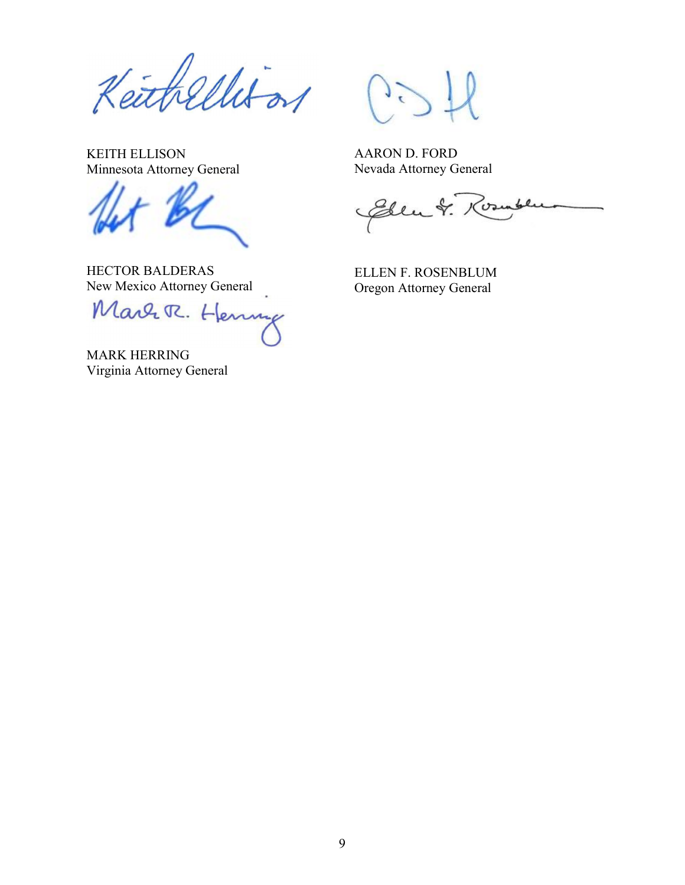KEITH ELLISON
Minnesota Attorney General

AARON D. FORD
Nevada Attorney General

HECTOR BALDERAS
New Mexico Attorney General

ELLEN F. ROSENBLUM
Oregon Attorney General

MARK HERRING
Virginia Attorney General